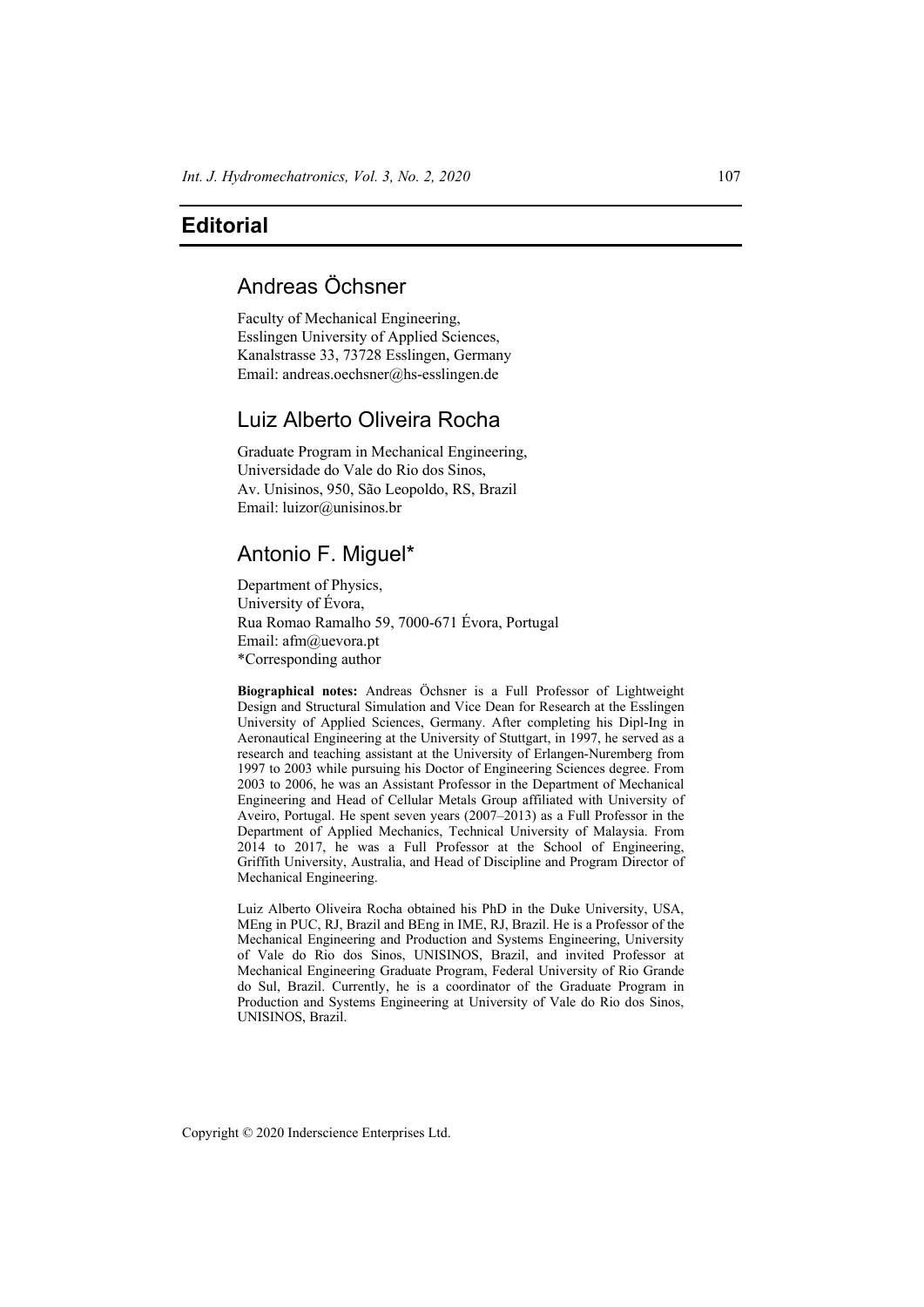# Editorial

## Andreas Öchsner

Faculty of Mechanical Engineering,
Esslingen University of Applied Sciences,
Kanalstrasse 33, 73728 Esslingen, Germany
Email: andreas.oechsner@hs-esslingen.de

## Luiz Alberto Oliveira Rocha

Graduate Program in Mechanical Engineering,
Universidade do Vale do Rio dos Sinos,
Av. Unisinos, 950, São Leopoldo, RS, Brazil
Email: luizor@unisinos.br

## Antonio F. Miguel*

Department of Physics,
University of Évora,
Rua Romao Ramalho 59, 7000-671 Évora, Portugal
Email: afm@uevora.pt
*Corresponding author

**Biographical notes:** Andreas Öchsner is a Full Professor of Lightweight Design and Structural Simulation and Vice Dean for Research at the Esslingen University of Applied Sciences, Germany. After completing his Dipl-Ing in Aeronautical Engineering at the University of Stuttgart, in 1997, he served as a research and teaching assistant at the University of Erlangen-Nuremberg from 1997 to 2003 while pursuing his Doctor of Engineering Sciences degree. From 2003 to 2006, he was an Assistant Professor in the Department of Mechanical Engineering and Head of Cellular Metals Group affiliated with University of Aveiro, Portugal. He spent seven years (2007–2013) as a Full Professor in the Department of Applied Mechanics, Technical University of Malaysia. From 2014 to 2017, he was a Full Professor at the School of Engineering, Griffith University, Australia, and Head of Discipline and Program Director of Mechanical Engineering.

Luiz Alberto Oliveira Rocha obtained his PhD in the Duke University, USA, MEng in PUC, RJ, Brazil and BEng in IME, RJ, Brazil. He is a Professor of the Mechanical Engineering and Production and Systems Engineering, University of Vale do Rio dos Sinos, UNISINOS, Brazil, and invited Professor at Mechanical Engineering Graduate Program, Federal University of Rio Grande do Sul, Brazil. Currently, he is a coordinator of the Graduate Program in Production and Systems Engineering at University of Vale do Rio dos Sinos, UNISINOS, Brazil.

Copyright © 2020 Inderscience Enterprises Ltd.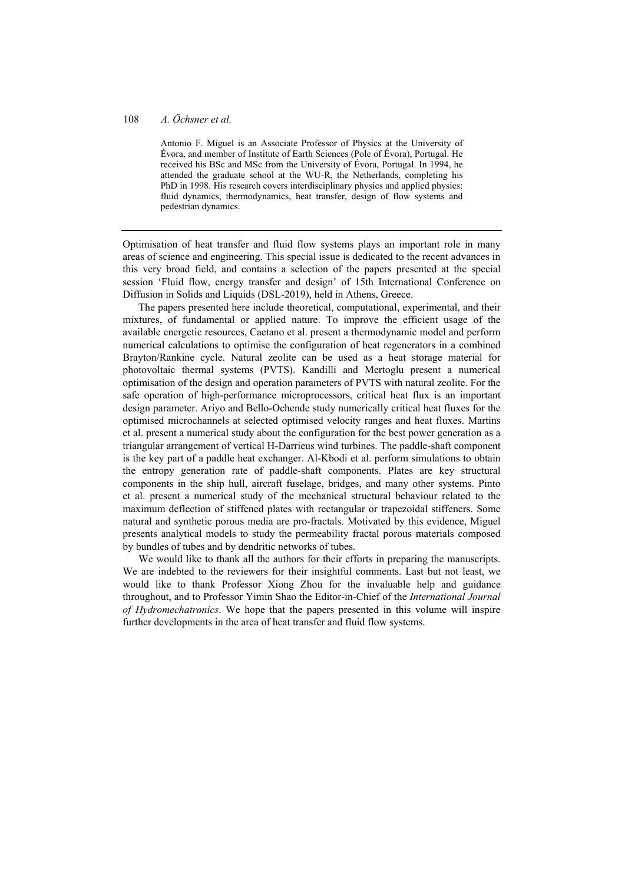Antonio F. Miguel is an Associate Professor of Physics at the University of Évora, and member of Institute of Earth Sciences (Pole of Évora), Portugal. He received his BSc and MSc from the University of Évora, Portugal. In 1994, he attended the graduate school at the WU-R, the Netherlands, completing his PhD in 1998. His research covers interdisciplinary physics and applied physics: fluid dynamics, thermodynamics, heat transfer, design of flow systems and pedestrian dynamics.

---

Optimisation of heat transfer and fluid flow systems plays an important role in many areas of science and engineering. This special issue is dedicated to the recent advances in this very broad field, and contains a selection of the papers presented at the special session 'Fluid flow, energy transfer and design' of 15th International Conference on Diffusion in Solids and Liquids (DSL-2019), held in Athens, Greece.

The papers presented here include theoretical, computational, experimental, and their mixtures, of fundamental or applied nature. To improve the efficient usage of the available energetic resources, Caetano et al. present a thermodynamic model and perform numerical calculations to optimise the configuration of heat regenerators in a combined Brayton/Rankine cycle. Natural zeolite can be used as a heat storage material for photovoltaic thermal systems (PVTS). Kandilli and Mertoglu present a numerical optimisation of the design and operation parameters of PVTS with natural zeolite. For the safe operation of high-performance microprocessors, critical heat flux is an important design parameter. Ariyo and Bello-Ochende study numerically critical heat fluxes for the optimised microchannels at selected optimised velocity ranges and heat fluxes. Martins et al. present a numerical study about the configuration for the best power generation as a triangular arrangement of vertical H-Darrieus wind turbines. The paddle-shaft component is the key part of a paddle heat exchanger. Al-Kbodi et al. perform simulations to obtain the entropy generation rate of paddle-shaft components. Plates are key structural components in the ship hull, aircraft fuselage, bridges, and many other systems. Pinto et al. present a numerical study of the mechanical structural behaviour related to the maximum deflection of stiffened plates with rectangular or trapezoidal stiffeners. Some natural and synthetic porous media are pro-fractals. Motivated by this evidence, Miguel presents analytical models to study the permeability fractal porous materials composed by bundles of tubes and by dendritic networks of tubes.

We would like to thank all the authors for their efforts in preparing the manuscripts. We are indebted to the reviewers for their insightful comments. Last but not least, we would like to thank Professor Xiong Zhou for the invaluable help and guidance throughout, and to Professor Yimin Shao the Editor-in-Chief of the *International Journal of Hydromechatronics*. We hope that the papers presented in this volume will inspire further developments in the area of heat transfer and fluid flow systems.